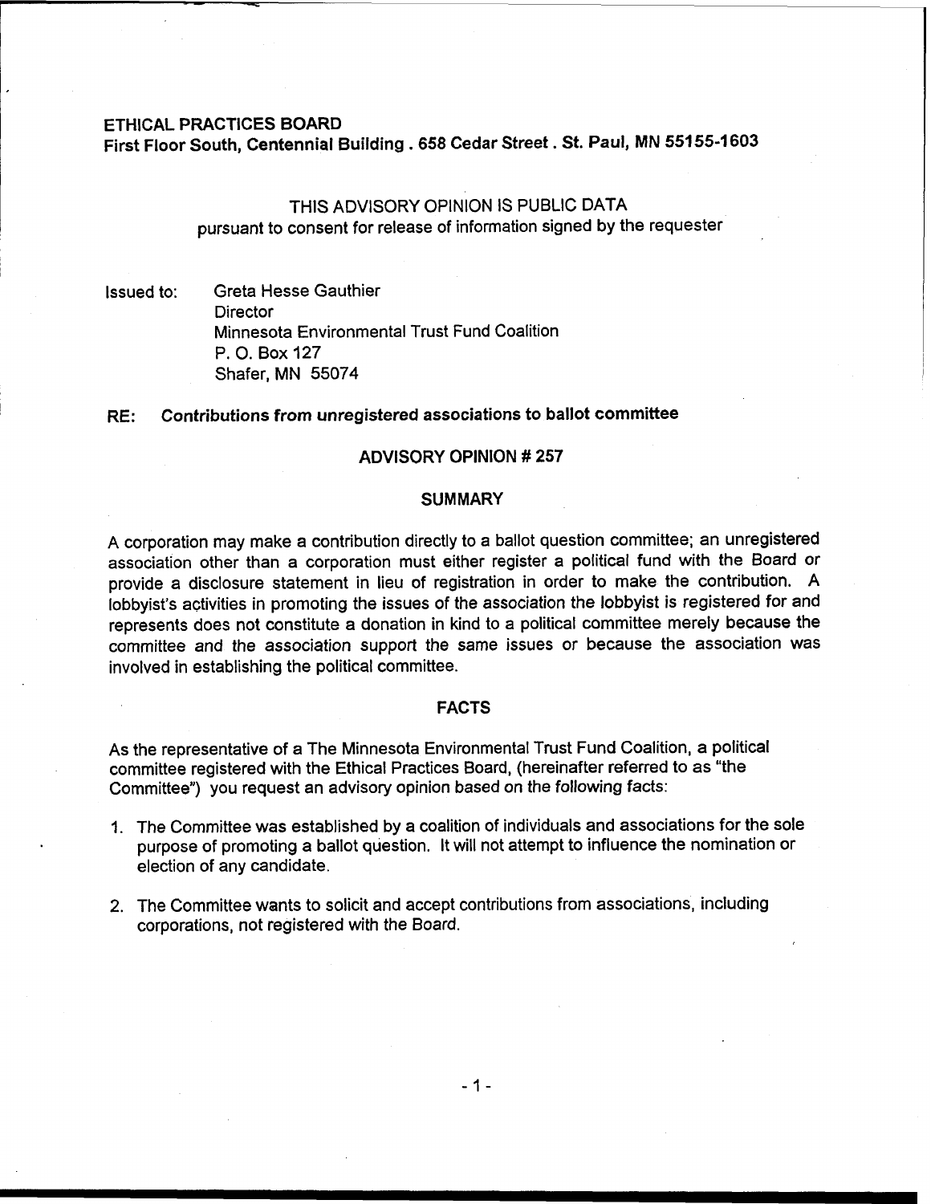**ETHICAL PRACTICES BOARD**
**First Floor South, Centennial Building . 658 Cedar Street . St. Paul, MN 55155-1603**

THIS ADVISORY OPINION IS PUBLIC DATA
pursuant to consent for release of information signed by the requester

Issued to: Greta Hesse Gauthier
Director
Minnesota Environmental Trust Fund Coalition
P. O. Box 127
Shafer, MN 55074

**RE: Contributions from unregistered associations to ballot committee**

## ADVISORY OPINION # 257

### SUMMARY

A corporation may make a contribution directly to a ballot question committee; an unregistered association other than a corporation must either register a political fund with the Board or provide a disclosure statement in lieu of registration in order to make the contribution. A lobbyist's activities in promoting the issues of the association the lobbyist is registered for and represents does not constitute a donation in kind to a political committee merely because the committee and the association support the same issues or because the association was involved in establishing the political committee.

### FACTS

As the representative of a The Minnesota Environmental Trust Fund Coalition, a political committee registered with the Ethical Practices Board, (hereinafter referred to as "the Committee") you request an advisory opinion based on the following facts:

1. The Committee was established by a coalition of individuals and associations for the sole purpose of promoting a ballot question. It will not attempt to influence the nomination or election of any candidate.
2. The Committee wants to solicit and accept contributions from associations, including corporations, not registered with the Board.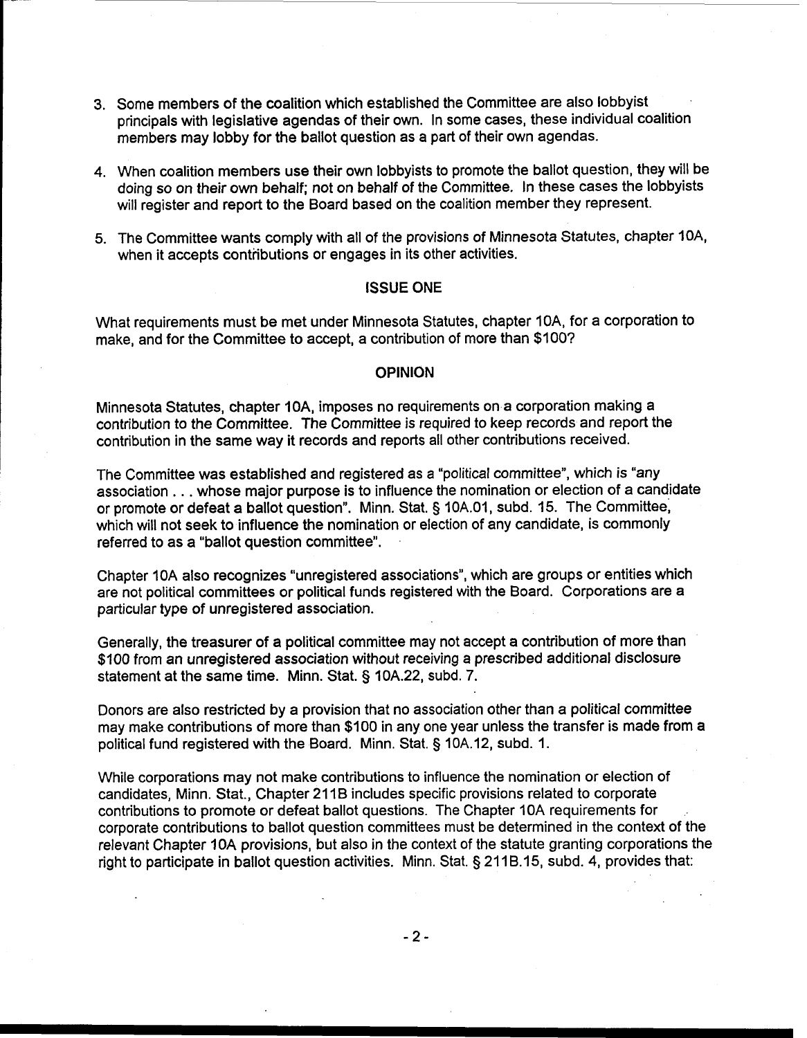3. Some members of the coalition which established the Committee are also lobbyist principals with legislative agendas of their own. In some cases, these individual coalition members may lobby for the ballot question as a part of their own agendas.

4. When coalition members use their own lobbyists to promote the ballot question, they will be doing so on their own behalf; not on behalf of the Committee. In these cases the lobbyists will register and report to the Board based on the coalition member they represent.

5. The Committee wants comply with all of the provisions of Minnesota Statutes, chapter 10A, when it accepts contributions or engages in its other activities.

## ISSUE ONE

What requirements must be met under Minnesota Statutes, chapter 10A, for a corporation to make, and for the Committee to accept, a contribution of more than $100?

## OPINION

Minnesota Statutes, chapter 10A, imposes no requirements on a corporation making a contribution to the Committee. The Committee is required to keep records and report the contribution in the same way it records and reports all other contributions received.

The Committee was established and registered as a "political committee", which is "any association . . . whose major purpose is to influence the nomination or election of a candidate or promote or defeat a ballot question". Minn. Stat. § 10A.01, subd. 15. The Committee, which will not seek to influence the nomination or election of any candidate, is commonly referred to as a "ballot question committee".

Chapter 10A also recognizes "unregistered associations", which are groups or entities which are not political committees or political funds registered with the Board. Corporations are a particular type of unregistered association.

Generally, the treasurer of a political committee may not accept a contribution of more than $100 from an unregistered association without receiving a prescribed additional disclosure statement at the same time. Minn. Stat. § 10A.22, subd. 7.

Donors are also restricted by a provision that no association other than a political committee may make contributions of more than $100 in any one year unless the transfer is made from a political fund registered with the Board. Minn. Stat. § 10A.12, subd. 1.

While corporations may not make contributions to influence the nomination or election of candidates, Minn. Stat., Chapter 211B includes specific provisions related to corporate contributions to promote or defeat ballot questions. The Chapter 10A requirements for corporate contributions to ballot question committees must be determined in the context of the relevant Chapter 10A provisions, but also in the context of the statute granting corporations the right to participate in ballot question activities. Minn. Stat. § 211B.15, subd. 4, provides that: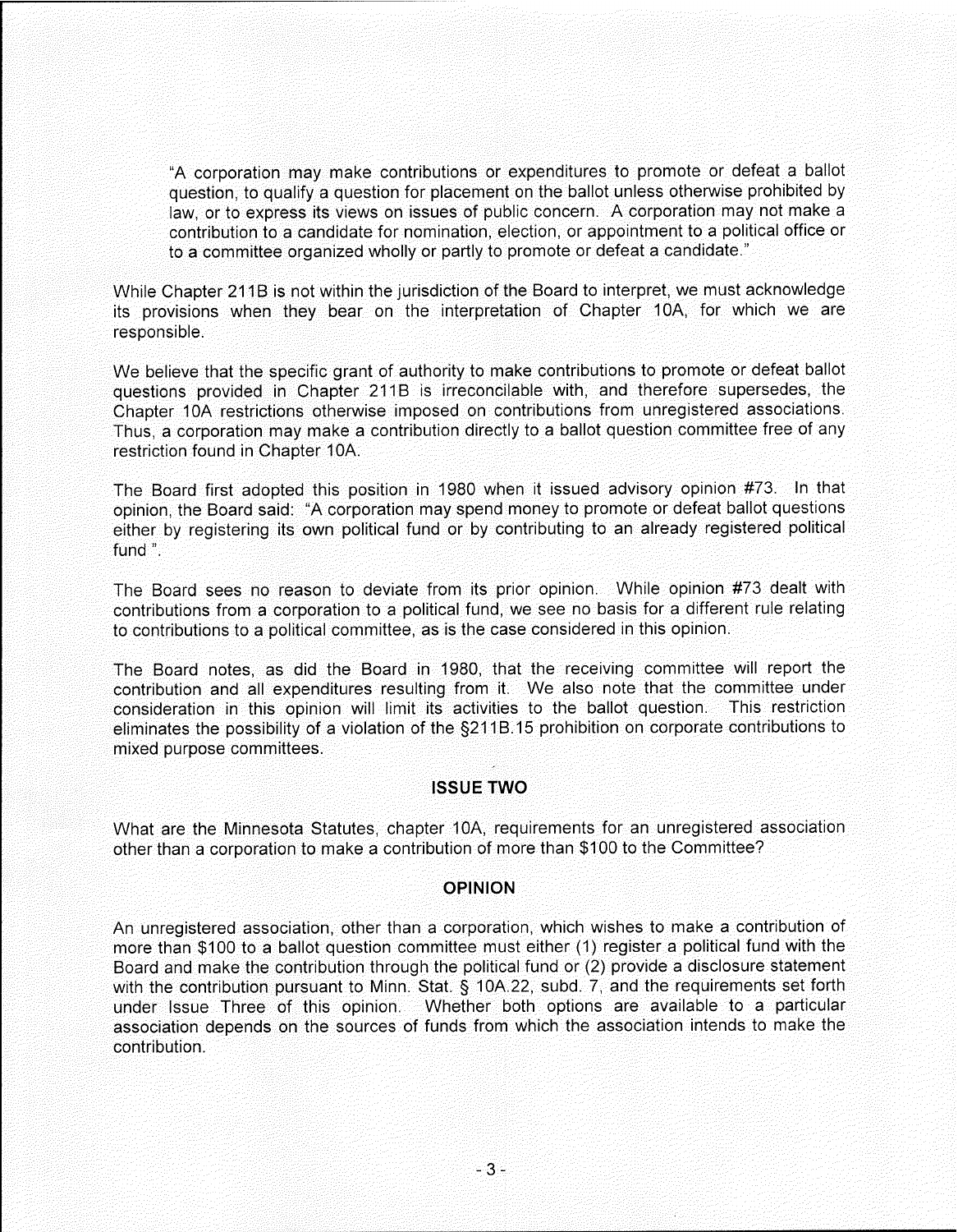> "A corporation may make contributions or expenditures to promote or defeat a ballot question, to qualify a question for placement on the ballot unless otherwise prohibited by law, or to express its views on issues of public concern. A corporation may not make a contribution to a candidate for nomination, election, or appointment to a political office or to a committee organized wholly or partly to promote or defeat a candidate."

While Chapter 211B is not within the jurisdiction of the Board to interpret, we must acknowledge its provisions when they bear on the interpretation of Chapter 10A, for which we are responsible.

We believe that the specific grant of authority to make contributions to promote or defeat ballot questions provided in Chapter 211B is irreconcilable with, and therefore supersedes, the Chapter 10A restrictions otherwise imposed on contributions from unregistered associations. Thus, a corporation may make a contribution directly to a ballot question committee free of any restriction found in Chapter 10A.

The Board first adopted this position in 1980 when it issued advisory opinion #73. In that opinion, the Board said: "A corporation may spend money to promote or defeat ballot questions either by registering its own political fund or by contributing to an already registered political fund ".

The Board sees no reason to deviate from its prior opinion. While opinion #73 dealt with contributions from a corporation to a political fund, we see no basis for a different rule relating to contributions to a political committee, as is the case considered in this opinion.

The Board notes, as did the Board in 1980, that the receiving committee will report the contribution and all expenditures resulting from it. We also note that the committee under consideration in this opinion will limit its activities to the ballot question. This restriction eliminates the possibility of a violation of the §211B.15 prohibition on corporate contributions to mixed purpose committees.

## ISSUE TWO

What are the Minnesota Statutes, chapter 10A, requirements for an unregistered association other than a corporation to make a contribution of more than $100 to the Committee?

## OPINION

An unregistered association, other than a corporation, which wishes to make a contribution of more than $100 to a ballot question committee must either (1) register a political fund with the Board and make the contribution through the political fund or (2) provide a disclosure statement with the contribution pursuant to Minn. Stat. § 10A.22, subd. 7, and the requirements set forth under Issue Three of this opinion. Whether both options are available to a particular association depends on the sources of funds from which the association intends to make the contribution.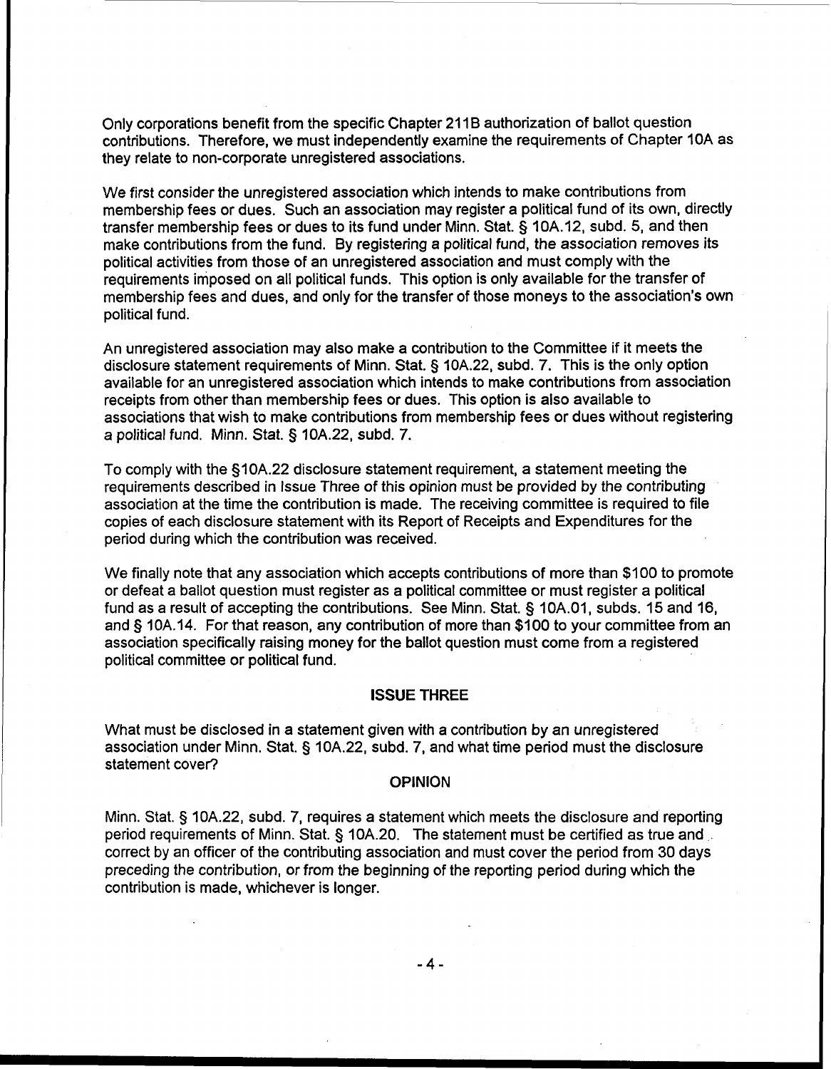Only corporations benefit from the specific Chapter 211B authorization of ballot question contributions. Therefore, we must independently examine the requirements of Chapter 10A as they relate to non-corporate unregistered associations.

We first consider the unregistered association which intends to make contributions from membership fees or dues. Such an association may register a political fund of its own, directly transfer membership fees or dues to its fund under Minn. Stat. § 10A.12, subd. 5, and then make contributions from the fund. By registering a political fund, the association removes its political activities from those of an unregistered association and must comply with the requirements imposed on all political funds. This option is only available for the transfer of membership fees and dues, and only for the transfer of those moneys to the association's own political fund.

An unregistered association may also make a contribution to the Committee if it meets the disclosure statement requirements of Minn. Stat. § 10A.22, subd. 7. This is the only option available for an unregistered association which intends to make contributions from association receipts from other than membership fees or dues. This option is also available to associations that wish to make contributions from membership fees or dues without registering a political fund. Minn. Stat. § 10A.22, subd. 7.

To comply with the §10A.22 disclosure statement requirement, a statement meeting the requirements described in Issue Three of this opinion must be provided by the contributing association at the time the contribution is made. The receiving committee is required to file copies of each disclosure statement with its Report of Receipts and Expenditures for the period during which the contribution was received.

We finally note that any association which accepts contributions of more than $100 to promote or defeat a ballot question must register as a political committee or must register a political fund as a result of accepting the contributions. See Minn. Stat. § 10A.01, subds. 15 and 16, and § 10A.14. For that reason, any contribution of more than $100 to your committee from an association specifically raising money for the ballot question must come from a registered political committee or political fund.

## ISSUE THREE

What must be disclosed in a statement given with a contribution by an unregistered association under Minn. Stat. § 10A.22, subd. 7, and what time period must the disclosure statement cover?

### OPINION

Minn. Stat. § 10A.22, subd. 7, requires a statement which meets the disclosure and reporting period requirements of Minn. Stat. § 10A.20. The statement must be certified as true and correct by an officer of the contributing association and must cover the period from 30 days preceding the contribution, or from the beginning of the reporting period during which the contribution is made, whichever is longer.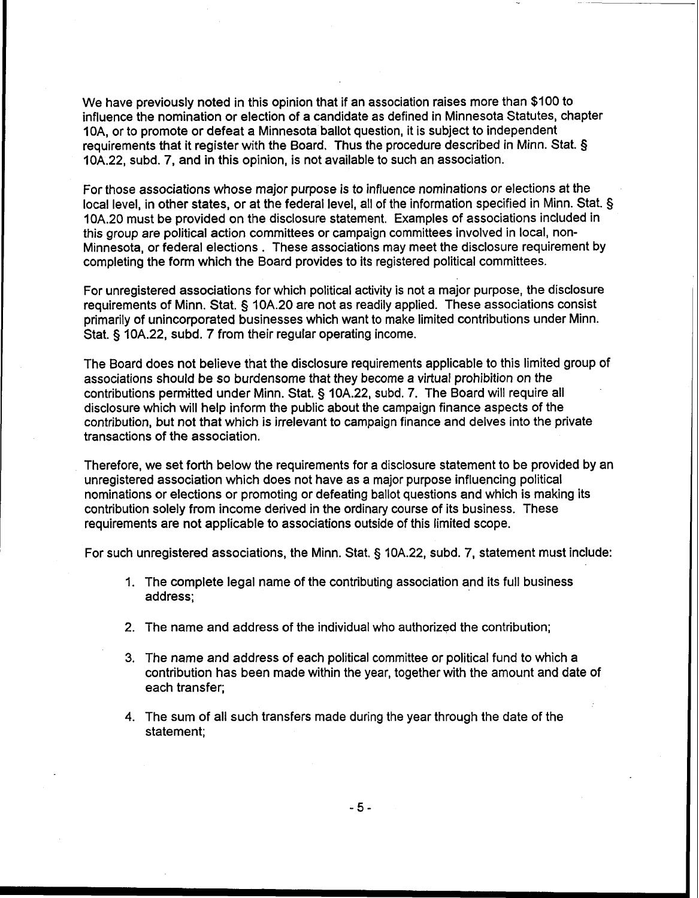We have previously noted in this opinion that if an association raises more than $100 to influence the nomination or election of a candidate as defined in Minnesota Statutes, chapter 10A, or to promote or defeat a Minnesota ballot question, it is subject to independent requirements that it register with the Board. Thus the procedure described in Minn. Stat. § 10A.22, subd. 7, and in this opinion, is not available to such an association.

For those associations whose major purpose is to influence nominations or elections at the local level, in other states, or at the federal level, all of the information specified in Minn. Stat. § 10A.20 must be provided on the disclosure statement. Examples of associations included in this group are political action committees or campaign committees involved in local, non-Minnesota, or federal elections . These associations may meet the disclosure requirement by completing the form which the Board provides to its registered political committees.

For unregistered associations for which political activity is not a major purpose, the disclosure requirements of Minn. Stat. § 10A.20 are not as readily applied. These associations consist primarily of unincorporated businesses which want to make limited contributions under Minn. Stat. § 10A.22, subd. 7 from their regular operating income.

The Board does not believe that the disclosure requirements applicable to this limited group of associations should be so burdensome that they become a virtual prohibition on the contributions permitted under Minn. Stat. § 10A.22, subd. 7. The Board will require all disclosure which will help inform the public about the campaign finance aspects of the contribution, but not that which is irrelevant to campaign finance and delves into the private transactions of the association.

Therefore, we set forth below the requirements for a disclosure statement to be provided by an unregistered association which does not have as a major purpose influencing political nominations or elections or promoting or defeating ballot questions and which is making its contribution solely from income derived in the ordinary course of its business. These requirements are not applicable to associations outside of this limited scope.

For such unregistered associations, the Minn. Stat. § 10A.22, subd. 7, statement must include:

1. The complete legal name of the contributing association and its full business address;
2. The name and address of the individual who authorized the contribution;
3. The name and address of each political committee or political fund to which a contribution has been made within the year, together with the amount and date of each transfer;
4. The sum of all such transfers made during the year through the date of the statement;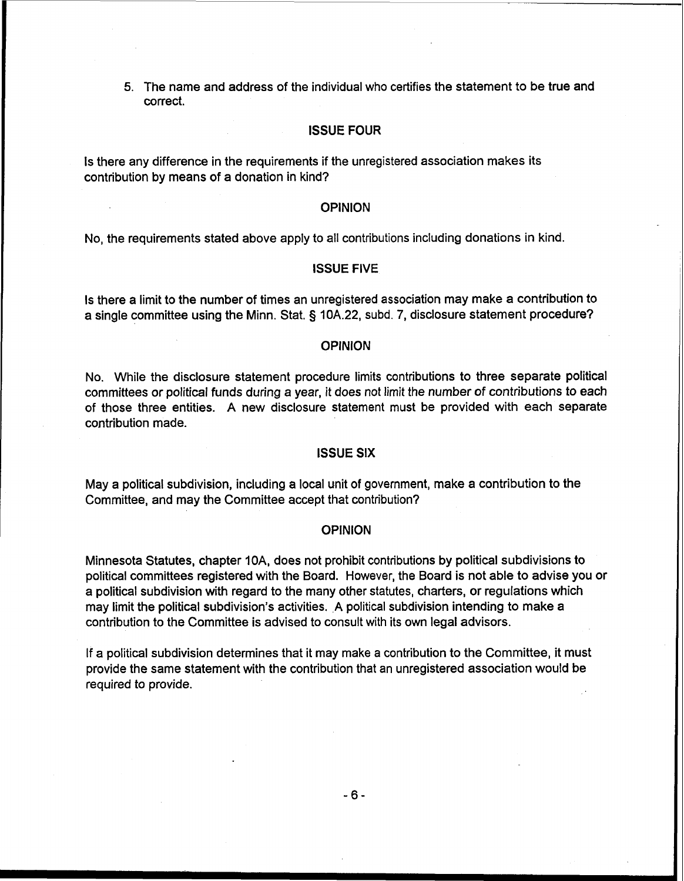5. The name and address of the individual who certifies the statement to be true and correct.

## ISSUE FOUR

Is there any difference in the requirements if the unregistered association makes its contribution by means of a donation in kind?

## OPINION

No, the requirements stated above apply to all contributions including donations in kind.

## ISSUE FIVE

Is there a limit to the number of times an unregistered association may make a contribution to a single committee using the Minn. Stat. § 10A.22, subd. 7, disclosure statement procedure?

## OPINION

No. While the disclosure statement procedure limits contributions to three separate political committees or political funds during a year, it does not limit the number of contributions to each of those three entities. A new disclosure statement must be provided with each separate contribution made.

## ISSUE SIX

May a political subdivision, including a local unit of government, make a contribution to the Committee, and may the Committee accept that contribution?

## OPINION

Minnesota Statutes, chapter 10A, does not prohibit contributions by political subdivisions to political committees registered with the Board. However, the Board is not able to advise you or a political subdivision with regard to the many other statutes, charters, or regulations which may limit the political subdivision's activities. A political subdivision intending to make a contribution to the Committee is advised to consult with its own legal advisors.

If a political subdivision determines that it may make a contribution to the Committee, it must provide the same statement with the contribution that an unregistered association would be required to provide.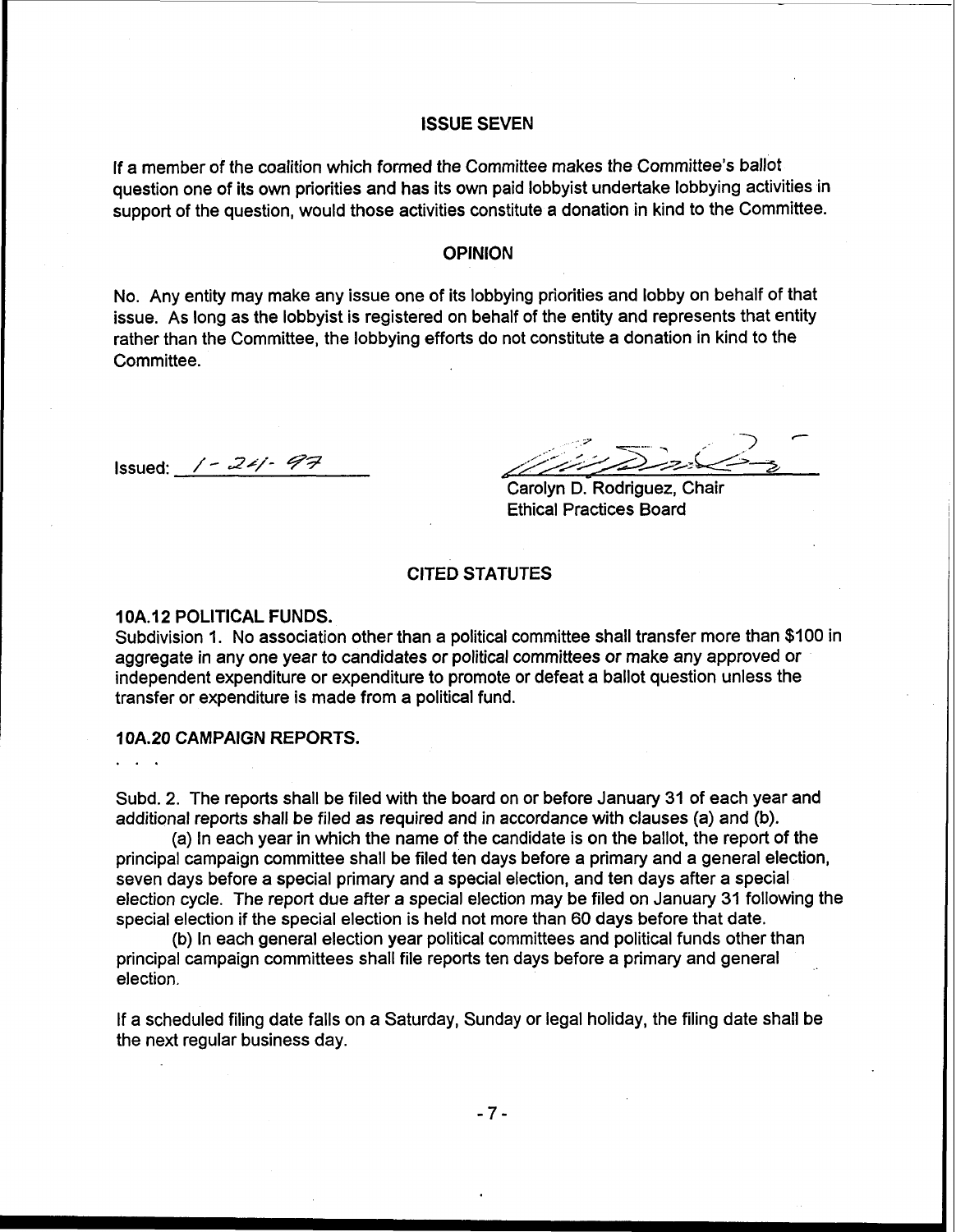## ISSUE SEVEN

If a member of the coalition which formed the Committee makes the Committee's ballot question one of its own priorities and has its own paid lobbyist undertake lobbying activities in support of the question, would those activities constitute a donation in kind to the Committee.

## OPINION

No. Any entity may make any issue one of its lobbying priorities and lobby on behalf of that issue. As long as the lobbyist is registered on behalf of the entity and represents that entity rather than the Committee, the lobbying efforts do not constitute a donation in kind to the Committee.

Issued: 1-24-97

Carolyn D. Rodriguez, Chair
Ethical Practices Board

## CITED STATUTES

### 10A.12 POLITICAL FUNDS.

Subdivision 1. No association other than a political committee shall transfer more than $100 in aggregate in any one year to candidates or political committees or make any approved or independent expenditure or expenditure to promote or defeat a ballot question unless the transfer or expenditure is made from a political fund.

### 10A.20 CAMPAIGN REPORTS.

. . .

Subd. 2. The reports shall be filed with the board on or before January 31 of each year and additional reports shall be filed as required and in accordance with clauses (a) and (b).

(a) In each year in which the name of the candidate is on the ballot, the report of the principal campaign committee shall be filed ten days before a primary and a general election, seven days before a special primary and a special election, and ten days after a special election cycle. The report due after a special election may be filed on January 31 following the special election if the special election is held not more than 60 days before that date.

(b) In each general election year political committees and political funds other than principal campaign committees shall file reports ten days before a primary and general election.

If a scheduled filing date falls on a Saturday, Sunday or legal holiday, the filing date shall be the next regular business day.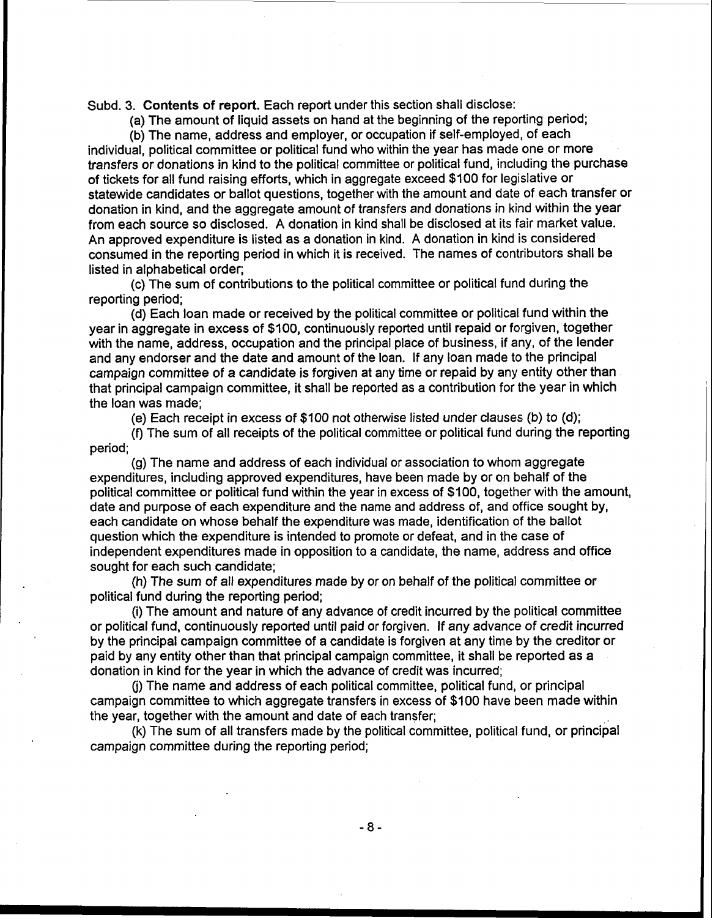Subd. 3. **Contents of report.** Each report under this section shall disclose:

(a) The amount of liquid assets on hand at the beginning of the reporting period;

(b) The name, address and employer, or occupation if self-employed, of each individual, political committee or political fund who within the year has made one or more transfers or donations in kind to the political committee or political fund, including the purchase of tickets for all fund raising efforts, which in aggregate exceed $100 for legislative or statewide candidates or ballot questions, together with the amount and date of each transfer or donation in kind, and the aggregate amount of transfers and donations in kind within the year from each source so disclosed. A donation in kind shall be disclosed at its fair market value. An approved expenditure is listed as a donation in kind. A donation in kind is considered consumed in the reporting period in which it is received. The names of contributors shall be listed in alphabetical order;

(c) The sum of contributions to the political committee or political fund during the reporting period;

(d) Each loan made or received by the political committee or political fund within the year in aggregate in excess of $100, continuously reported until repaid or forgiven, together with the name, address, occupation and the principal place of business, if any, of the lender and any endorser and the date and amount of the loan. If any loan made to the principal campaign committee of a candidate is forgiven at any time or repaid by any entity other than that principal campaign committee, it shall be reported as a contribution for the year in which the loan was made;

(e) Each receipt in excess of $100 not otherwise listed under clauses (b) to (d);

(f) The sum of all receipts of the political committee or political fund during the reporting period;

(g) The name and address of each individual or association to whom aggregate expenditures, including approved expenditures, have been made by or on behalf of the political committee or political fund within the year in excess of $100, together with the amount, date and purpose of each expenditure and the name and address of, and office sought by, each candidate on whose behalf the expenditure was made, identification of the ballot question which the expenditure is intended to promote or defeat, and in the case of independent expenditures made in opposition to a candidate, the name, address and office sought for each such candidate;

(h) The sum of all expenditures made by or on behalf of the political committee or political fund during the reporting period;

(i) The amount and nature of any advance of credit incurred by the political committee or political fund, continuously reported until paid or forgiven. If any advance of credit incurred by the principal campaign committee of a candidate is forgiven at any time by the creditor or paid by any entity other than that principal campaign committee, it shall be reported as a donation in kind for the year in which the advance of credit was incurred;

(j) The name and address of each political committee, political fund, or principal campaign committee to which aggregate transfers in excess of $100 have been made within the year, together with the amount and date of each transfer;

(k) The sum of all transfers made by the political committee, political fund, or principal campaign committee during the reporting period;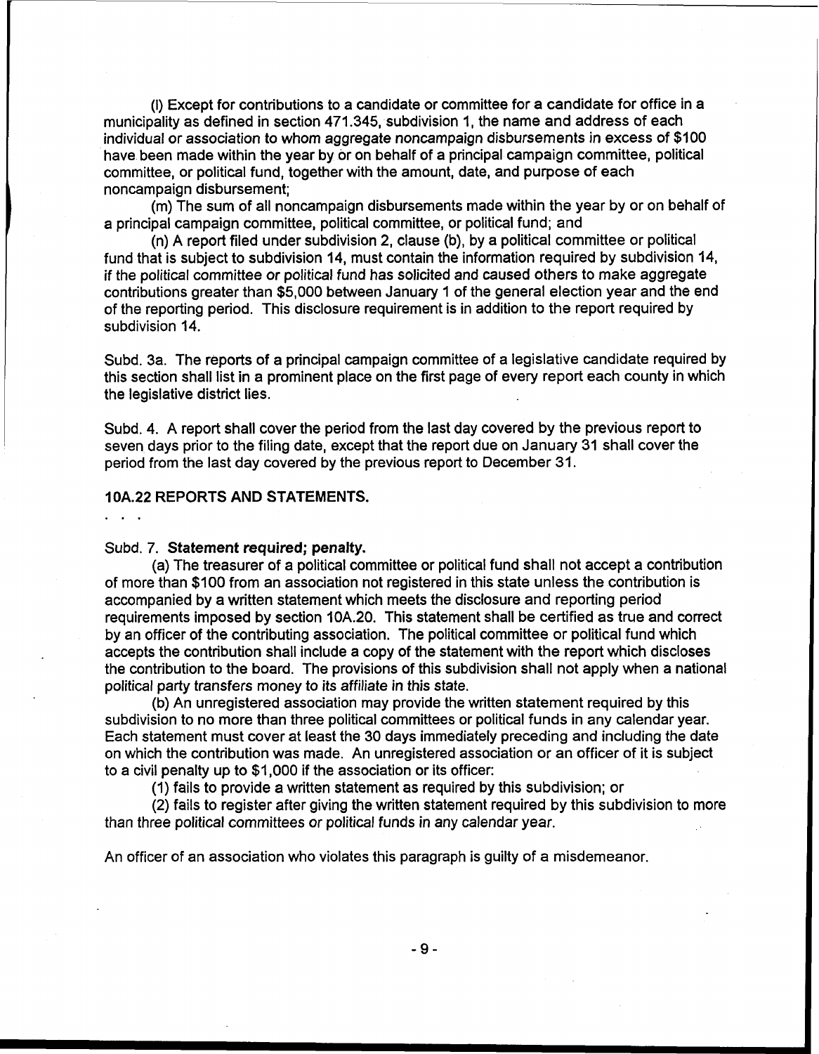(l) Except for contributions to a candidate or committee for a candidate for office in a municipality as defined in section 471.345, subdivision 1, the name and address of each individual or association to whom aggregate noncampaign disbursements in excess of $100 have been made within the year by or on behalf of a principal campaign committee, political committee, or political fund, together with the amount, date, and purpose of each noncampaign disbursement;

(m) The sum of all noncampaign disbursements made within the year by or on behalf of a principal campaign committee, political committee, or political fund; and

(n) A report filed under subdivision 2, clause (b), by a political committee or political fund that is subject to subdivision 14, must contain the information required by subdivision 14, if the political committee or political fund has solicited and caused others to make aggregate contributions greater than $5,000 between January 1 of the general election year and the end of the reporting period. This disclosure requirement is in addition to the report required by subdivision 14.

Subd. 3a. The reports of a principal campaign committee of a legislative candidate required by this section shall list in a prominent place on the first page of every report each county in which the legislative district lies.

Subd. 4. A report shall cover the period from the last day covered by the previous report to seven days prior to the filing date, except that the report due on January 31 shall cover the period from the last day covered by the previous report to December 31.

## 10A.22 REPORTS AND STATEMENTS.

. . .

Subd. 7. **Statement required; penalty.**

(a) The treasurer of a political committee or political fund shall not accept a contribution of more than $100 from an association not registered in this state unless the contribution is accompanied by a written statement which meets the disclosure and reporting period requirements imposed by section 10A.20. This statement shall be certified as true and correct by an officer of the contributing association. The political committee or political fund which accepts the contribution shall include a copy of the statement with the report which discloses the contribution to the board. The provisions of this subdivision shall not apply when a national political party transfers money to its affiliate in this state.

(b) An unregistered association may provide the written statement required by this subdivision to no more than three political committees or political funds in any calendar year. Each statement must cover at least the 30 days immediately preceding and including the date on which the contribution was made. An unregistered association or an officer of it is subject to a civil penalty up to $1,000 if the association or its officer:

(1) fails to provide a written statement as required by this subdivision; or

(2) fails to register after giving the written statement required by this subdivision to more than three political committees or political funds in any calendar year.

An officer of an association who violates this paragraph is guilty of a misdemeanor.